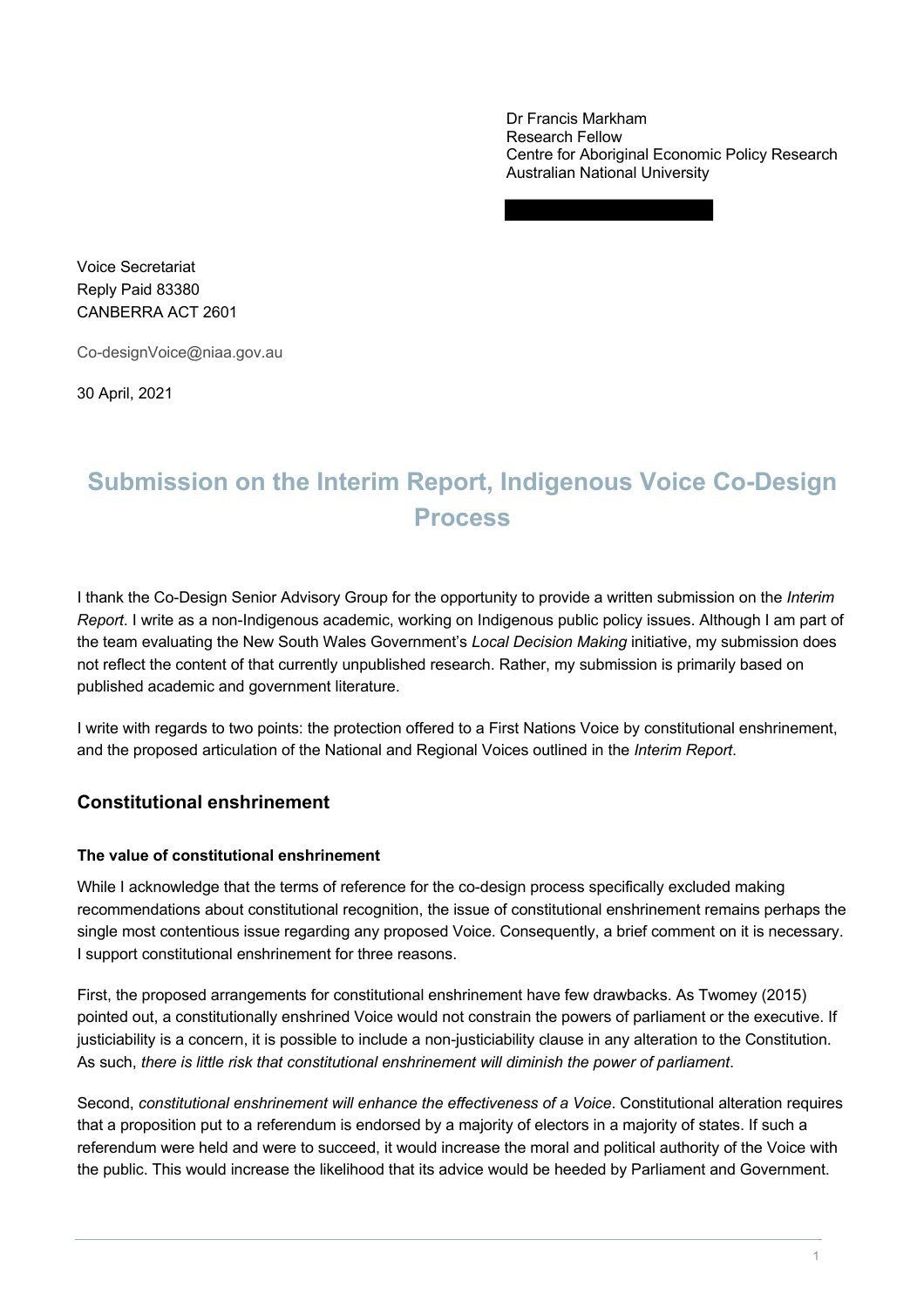Dr Francis Markham
Research Fellow
Centre for Aboriginal Economic Policy Research
Australian National University

Voice Secretariat
Reply Paid 83380
CANBERRA ACT 2601

Co-designVoice@niaa.gov.au

30 April, 2021

# Submission on the Interim Report, Indigenous Voice Co-Design Process

I thank the Co-Design Senior Advisory Group for the opportunity to provide a written submission on the *Interim Report*. I write as a non-Indigenous academic, working on Indigenous public policy issues. Although I am part of the team evaluating the New South Wales Government's *Local Decision Making* initiative, my submission does not reflect the content of that currently unpublished research. Rather, my submission is primarily based on published academic and government literature.

I write with regards to two points: the protection offered to a First Nations Voice by constitutional enshrinement, and the proposed articulation of the National and Regional Voices outlined in the *Interim Report*.

## Constitutional enshrinement

### The value of constitutional enshrinement

While I acknowledge that the terms of reference for the co-design process specifically excluded making recommendations about constitutional recognition, the issue of constitutional enshrinement remains perhaps the single most contentious issue regarding any proposed Voice. Consequently, a brief comment on it is necessary. I support constitutional enshrinement for three reasons.

First, the proposed arrangements for constitutional enshrinement have few drawbacks. As Twomey (2015) pointed out, a constitutionally enshrined Voice would not constrain the powers of parliament or the executive. If justiciability is a concern, it is possible to include a non-justiciability clause in any alteration to the Constitution. As such, *there is little risk that constitutional enshrinement will diminish the power of parliament*.

Second, *constitutional enshrinement will enhance the effectiveness of a Voice*. Constitutional alteration requires that a proposition put to a referendum is endorsed by a majority of electors in a majority of states. If such a referendum were held and were to succeed, it would increase the moral and political authority of the Voice with the public. This would increase the likelihood that its advice would be heeded by Parliament and Government.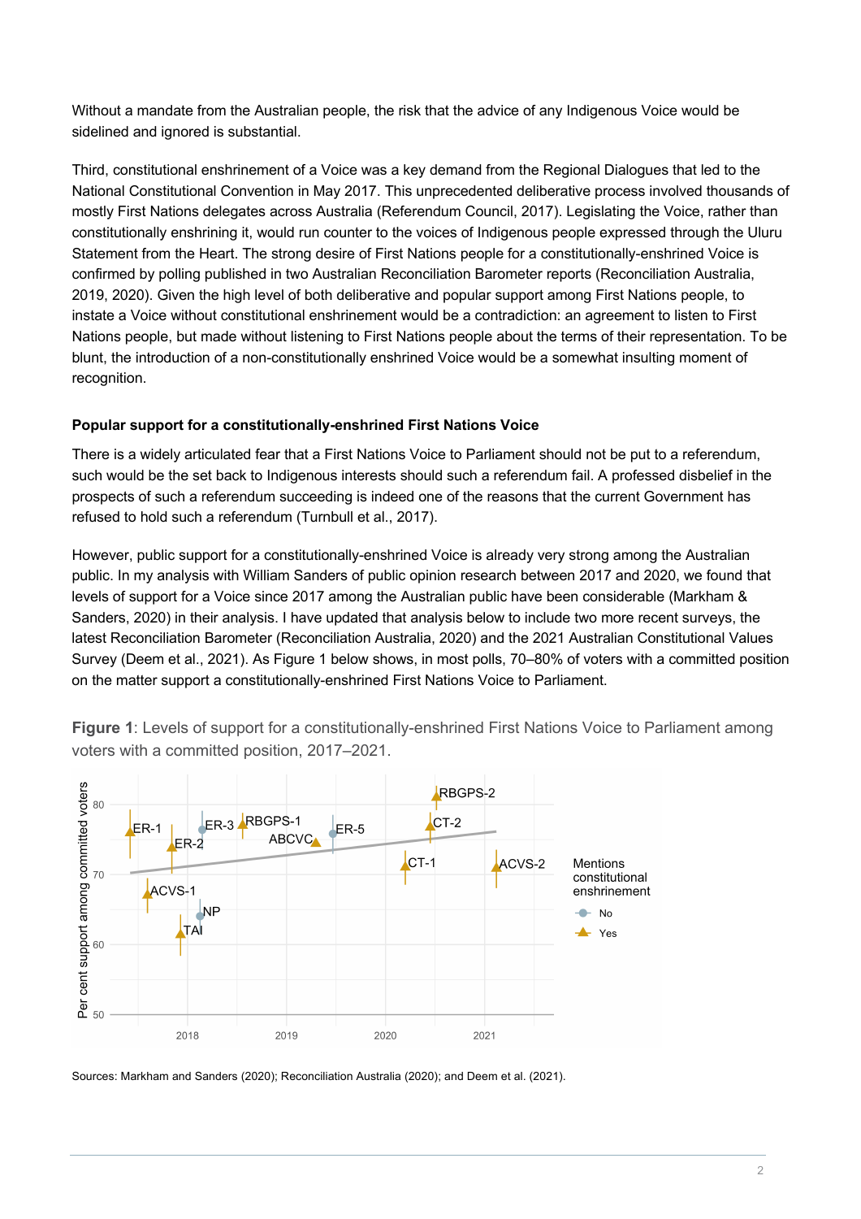Without a mandate from the Australian people, the risk that the advice of any Indigenous Voice would be sidelined and ignored is substantial.

Third, constitutional enshrinement of a Voice was a key demand from the Regional Dialogues that led to the National Constitutional Convention in May 2017. This unprecedented deliberative process involved thousands of mostly First Nations delegates across Australia (Referendum Council, 2017). Legislating the Voice, rather than constitutionally enshrining it, would run counter to the voices of Indigenous people expressed through the Uluru Statement from the Heart. The strong desire of First Nations people for a constitutionally-enshrined Voice is confirmed by polling published in two Australian Reconciliation Barometer reports (Reconciliation Australia, 2019, 2020). Given the high level of both deliberative and popular support among First Nations people, to instate a Voice without constitutional enshrinement would be a contradiction: an agreement to listen to First Nations people, but made without listening to First Nations people about the terms of their representation. To be blunt, the introduction of a non-constitutionally enshrined Voice would be a somewhat insulting moment of recognition.

**Popular support for a constitutionally-enshrined First Nations Voice**

There is a widely articulated fear that a First Nations Voice to Parliament should not be put to a referendum, such would be the set back to Indigenous interests should such a referendum fail. A professed disbelief in the prospects of such a referendum succeeding is indeed one of the reasons that the current Government has refused to hold such a referendum (Turnbull et al., 2017).

However, public support for a constitutionally-enshrined Voice is already very strong among the Australian public. In my analysis with William Sanders of public opinion research between 2017 and 2020, we found that levels of support for a Voice since 2017 among the Australian public have been considerable (Markham & Sanders, 2020) in their analysis. I have updated that analysis below to include two more recent surveys, the latest Reconciliation Barometer (Reconciliation Australia, 2020) and the 2021 Australian Constitutional Values Survey (Deem et al., 2021). As Figure 1 below shows, in most polls, 70–80% of voters with a committed position on the matter support a constitutionally-enshrined First Nations Voice to Parliament.

**Figure 1**: Levels of support for a constitutionally-enshrined First Nations Voice to Parliament among voters with a committed position, 2017–2021.

Sources: Markham and Sanders (2020); Reconciliation Australia (2020); and Deem et al. (2021).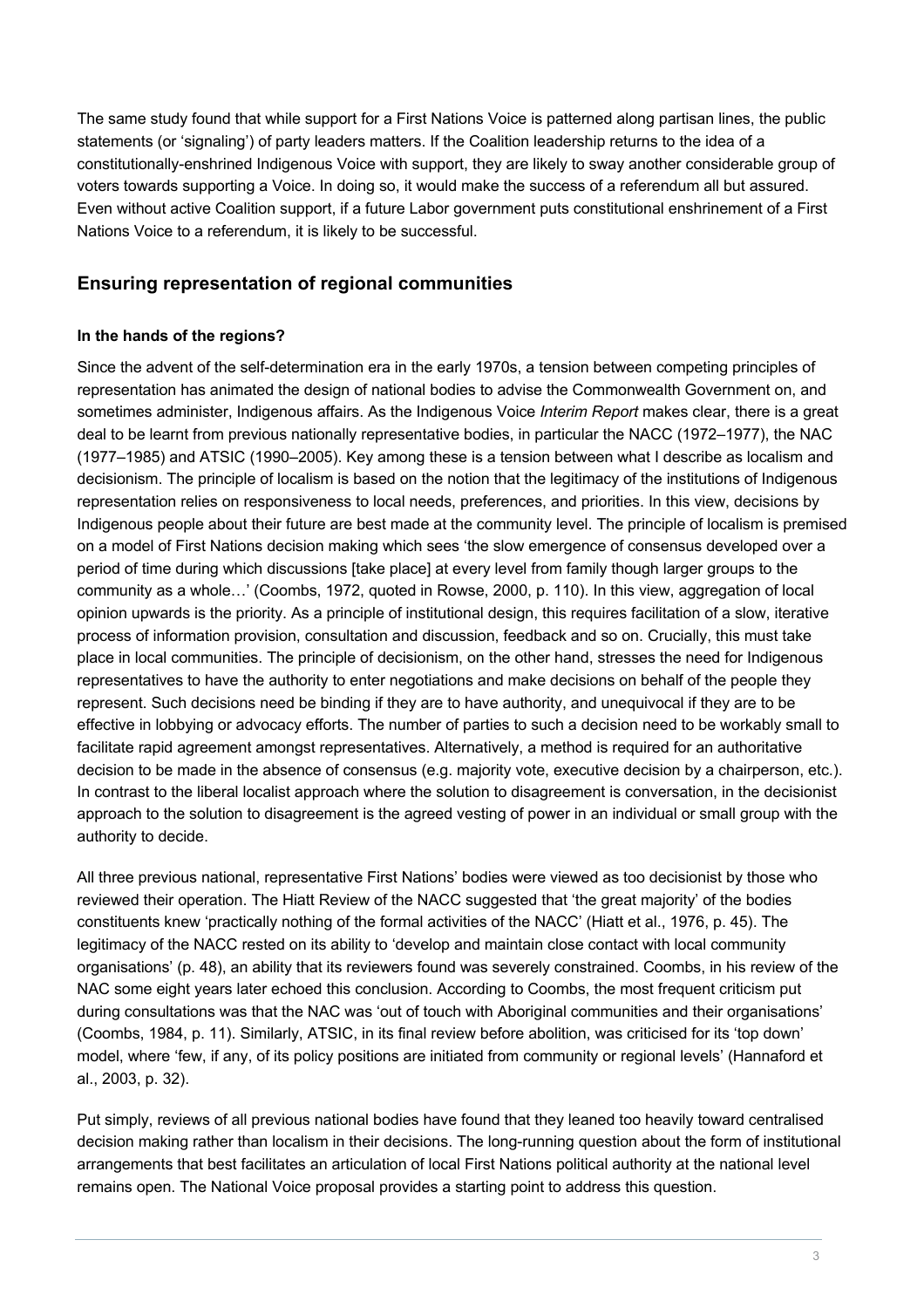The same study found that while support for a First Nations Voice is patterned along partisan lines, the public statements (or 'signaling') of party leaders matters. If the Coalition leadership returns to the idea of a constitutionally-enshrined Indigenous Voice with support, they are likely to sway another considerable group of voters towards supporting a Voice. In doing so, it would make the success of a referendum all but assured. Even without active Coalition support, if a future Labor government puts constitutional enshrinement of a First Nations Voice to a referendum, it is likely to be successful.

## Ensuring representation of regional communities

### In the hands of the regions?

Since the advent of the self-determination era in the early 1970s, a tension between competing principles of representation has animated the design of national bodies to advise the Commonwealth Government on, and sometimes administer, Indigenous affairs. As the Indigenous Voice *Interim Report* makes clear, there is a great deal to be learnt from previous nationally representative bodies, in particular the NACC (1972–1977), the NAC (1977–1985) and ATSIC (1990–2005). Key among these is a tension between what I describe as localism and decisionism. The principle of localism is based on the notion that the legitimacy of the institutions of Indigenous representation relies on responsiveness to local needs, preferences, and priorities. In this view, decisions by Indigenous people about their future are best made at the community level. The principle of localism is premised on a model of First Nations decision making which sees 'the slow emergence of consensus developed over a period of time during which discussions [take place] at every level from family though larger groups to the community as a whole…' (Coombs, 1972, quoted in Rowse, 2000, p. 110). In this view, aggregation of local opinion upwards is the priority. As a principle of institutional design, this requires facilitation of a slow, iterative process of information provision, consultation and discussion, feedback and so on. Crucially, this must take place in local communities. The principle of decisionism, on the other hand, stresses the need for Indigenous representatives to have the authority to enter negotiations and make decisions on behalf of the people they represent. Such decisions need be binding if they are to have authority, and unequivocal if they are to be effective in lobbying or advocacy efforts. The number of parties to such a decision need to be workably small to facilitate rapid agreement amongst representatives. Alternatively, a method is required for an authoritative decision to be made in the absence of consensus (e.g. majority vote, executive decision by a chairperson, etc.). In contrast to the liberal localist approach where the solution to disagreement is conversation, in the decisionist approach to the solution to disagreement is the agreed vesting of power in an individual or small group with the authority to decide.

All three previous national, representative First Nations' bodies were viewed as too decisionist by those who reviewed their operation. The Hiatt Review of the NACC suggested that 'the great majority' of the bodies constituents knew 'practically nothing of the formal activities of the NACC' (Hiatt et al., 1976, p. 45). The legitimacy of the NACC rested on its ability to 'develop and maintain close contact with local community organisations' (p. 48), an ability that its reviewers found was severely constrained. Coombs, in his review of the NAC some eight years later echoed this conclusion. According to Coombs, the most frequent criticism put during consultations was that the NAC was 'out of touch with Aboriginal communities and their organisations' (Coombs, 1984, p. 11). Similarly, ATSIC, in its final review before abolition, was criticised for its 'top down' model, where 'few, if any, of its policy positions are initiated from community or regional levels' (Hannaford et al., 2003, p. 32).

Put simply, reviews of all previous national bodies have found that they leaned too heavily toward centralised decision making rather than localism in their decisions. The long-running question about the form of institutional arrangements that best facilitates an articulation of local First Nations political authority at the national level remains open. The National Voice proposal provides a starting point to address this question.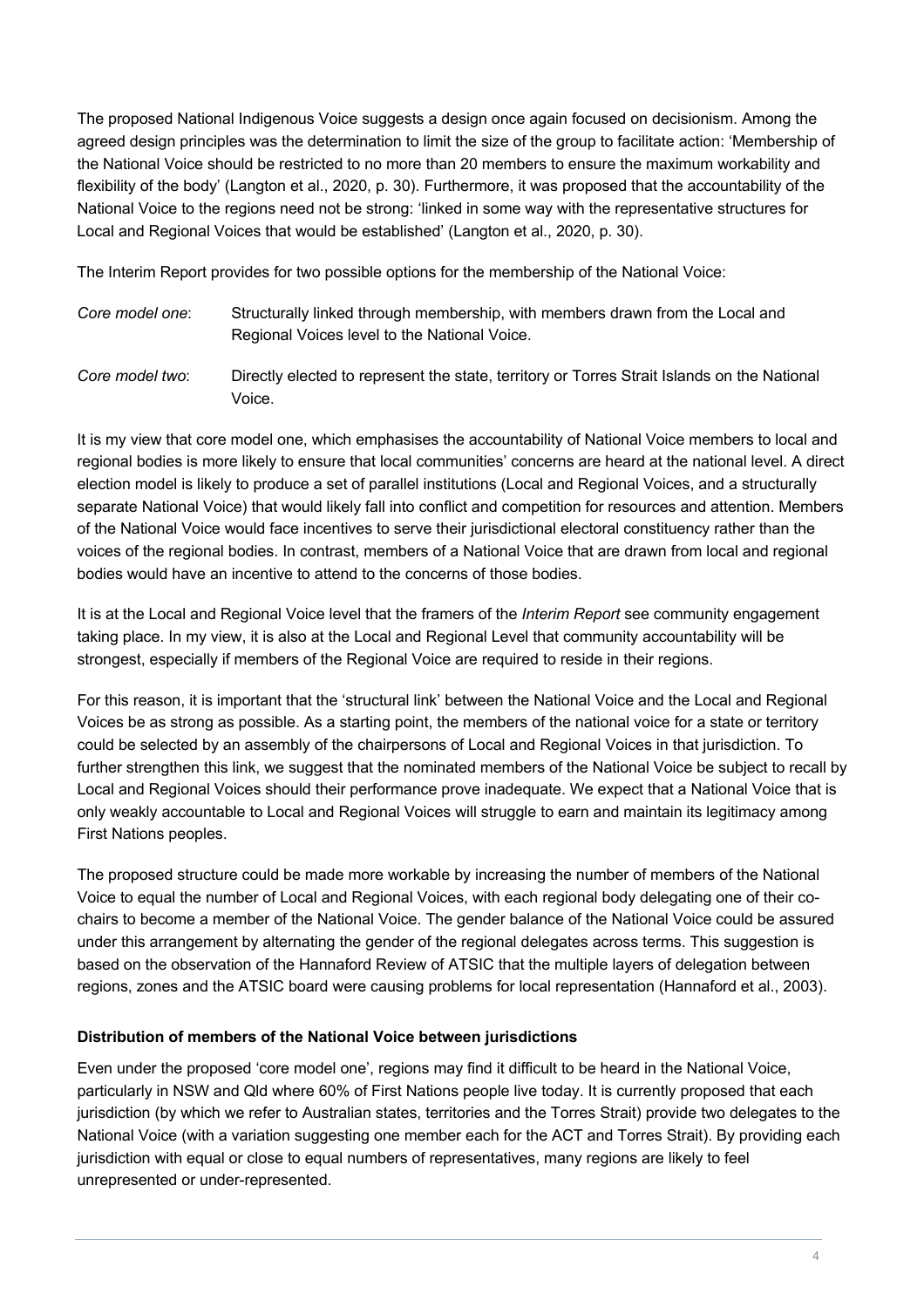The proposed National Indigenous Voice suggests a design once again focused on decisionism. Among the agreed design principles was the determination to limit the size of the group to facilitate action: 'Membership of the National Voice should be restricted to no more than 20 members to ensure the maximum workability and flexibility of the body' (Langton et al., 2020, p. 30). Furthermore, it was proposed that the accountability of the National Voice to the regions need not be strong: 'linked in some way with the representative structures for Local and Regional Voices that would be established' (Langton et al., 2020, p. 30).

The Interim Report provides for two possible options for the membership of the National Voice:

*Core model one*: Structurally linked through membership, with members drawn from the Local and Regional Voices level to the National Voice.

*Core model two*: Directly elected to represent the state, territory or Torres Strait Islands on the National Voice.

It is my view that core model one, which emphasises the accountability of National Voice members to local and regional bodies is more likely to ensure that local communities' concerns are heard at the national level. A direct election model is likely to produce a set of parallel institutions (Local and Regional Voices, and a structurally separate National Voice) that would likely fall into conflict and competition for resources and attention. Members of the National Voice would face incentives to serve their jurisdictional electoral constituency rather than the voices of the regional bodies. In contrast, members of a National Voice that are drawn from local and regional bodies would have an incentive to attend to the concerns of those bodies.

It is at the Local and Regional Voice level that the framers of the *Interim Report* see community engagement taking place. In my view, it is also at the Local and Regional Level that community accountability will be strongest, especially if members of the Regional Voice are required to reside in their regions.

For this reason, it is important that the 'structural link' between the National Voice and the Local and Regional Voices be as strong as possible. As a starting point, the members of the national voice for a state or territory could be selected by an assembly of the chairpersons of Local and Regional Voices in that jurisdiction. To further strengthen this link, we suggest that the nominated members of the National Voice be subject to recall by Local and Regional Voices should their performance prove inadequate. We expect that a National Voice that is only weakly accountable to Local and Regional Voices will struggle to earn and maintain its legitimacy among First Nations peoples.

The proposed structure could be made more workable by increasing the number of members of the National Voice to equal the number of Local and Regional Voices, with each regional body delegating one of their co-chairs to become a member of the National Voice. The gender balance of the National Voice could be assured under this arrangement by alternating the gender of the regional delegates across terms. This suggestion is based on the observation of the Hannaford Review of ATSIC that the multiple layers of delegation between regions, zones and the ATSIC board were causing problems for local representation (Hannaford et al., 2003).

**Distribution of members of the National Voice between jurisdictions**

Even under the proposed 'core model one', regions may find it difficult to be heard in the National Voice, particularly in NSW and Qld where 60% of First Nations people live today. It is currently proposed that each jurisdiction (by which we refer to Australian states, territories and the Torres Strait) provide two delegates to the National Voice (with a variation suggesting one member each for the ACT and Torres Strait). By providing each jurisdiction with equal or close to equal numbers of representatives, many regions are likely to feel unrepresented or under-represented.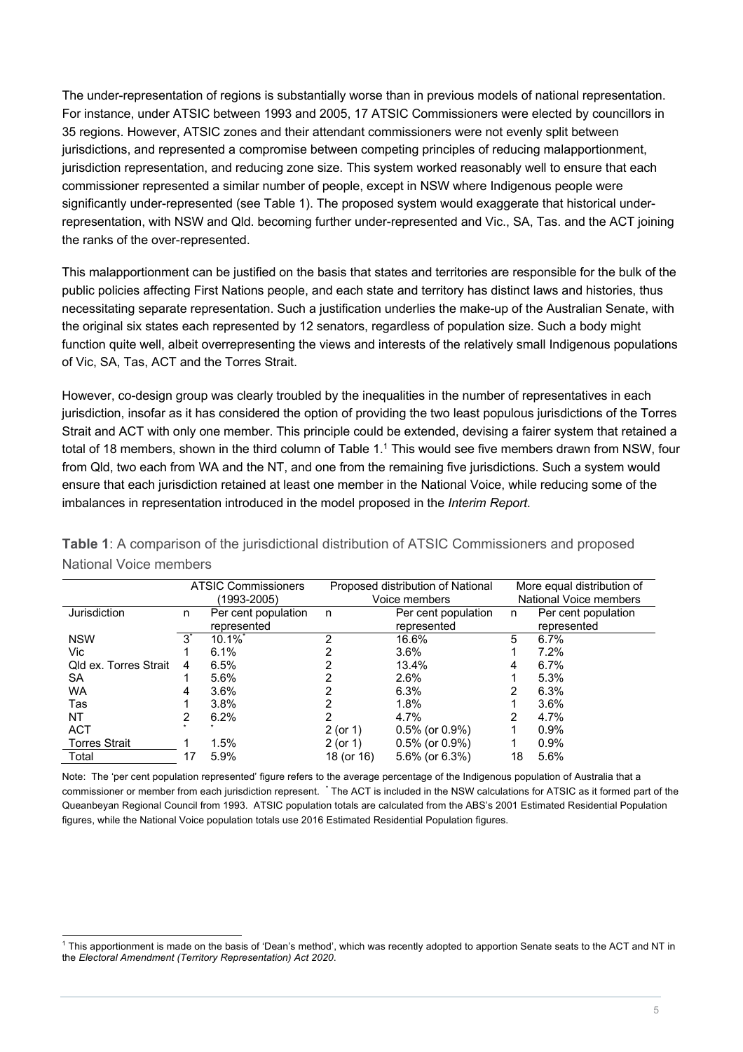The under-representation of regions is substantially worse than in previous models of national representation. For instance, under ATSIC between 1993 and 2005, 17 ATSIC Commissioners were elected by councillors in 35 regions. However, ATSIC zones and their attendant commissioners were not evenly split between jurisdictions, and represented a compromise between competing principles of reducing malapportionment, jurisdiction representation, and reducing zone size. This system worked reasonably well to ensure that each commissioner represented a similar number of people, except in NSW where Indigenous people were significantly under-represented (see Table 1). The proposed system would exaggerate that historical under-representation, with NSW and Qld. becoming further under-represented and Vic., SA, Tas. and the ACT joining the ranks of the over-represented.

This malapportionment can be justified on the basis that states and territories are responsible for the bulk of the public policies affecting First Nations people, and each state and territory has distinct laws and histories, thus necessitating separate representation. Such a justification underlies the make-up of the Australian Senate, with the original six states each represented by 12 senators, regardless of population size. Such a body might function quite well, albeit overrepresenting the views and interests of the relatively small Indigenous populations of Vic, SA, Tas, ACT and the Torres Strait.

However, co-design group was clearly troubled by the inequalities in the number of representatives in each jurisdiction, insofar as it has considered the option of providing the two least populous jurisdictions of the Torres Strait and ACT with only one member. This principle could be extended, devising a fairer system that retained a total of 18 members, shown in the third column of Table 1.[1] This would see five members drawn from NSW, four from Qld, two each from WA and the NT, and one from the remaining five jurisdictions. Such a system would ensure that each jurisdiction retained at least one member in the National Voice, while reducing some of the imbalances in representation introduced in the model proposed in the *Interim Report*.

**Table 1**: A comparison of the jurisdictional distribution of ATSIC Commissioners and proposed National Voice members

| | ATSIC Commissioners (1993-2005) | | Proposed distribution of National Voice members | | More equal distribution of National Voice members | |
|---|---|---|---|---|---|---|
| Jurisdiction | n | Per cent population represented | n | Per cent population represented | n | Per cent population represented |
| NSW | 3* | 10.1%* | 2 | 16.6% | 5 | 6.7% |
| Vic | 1 | 6.1% | 2 | 3.6% | 1 | 7.2% |
| Qld ex. Torres Strait | 4 | 6.5% | 2 | 13.4% | 4 | 6.7% |
| SA | 1 | 5.6% | 2 | 2.6% | 1 | 5.3% |
| WA | 4 | 3.6% | 2 | 6.3% | 2 | 6.3% |
| Tas | 1 | 3.8% | 2 | 1.8% | 1 | 3.6% |
| NT | 2 | 6.2% | 2 | 4.7% | 2 | 4.7% |
| ACT | * | * | 2 (or 1) | 0.5% (or 0.9%) | 1 | 0.9% |
| Torres Strait | 1 | 1.5% | 2 (or 1) | 0.5% (or 0.9%) | 1 | 0.9% |
| Total | 17 | 5.9% | 18 (or 16) | 5.6% (or 6.3%) | 18 | 5.6% |

Note: The 'per cent population represented' figure refers to the average percentage of the Indigenous population of Australia that a commissioner or member from each jurisdiction represent. * The ACT is included in the NSW calculations for ATSIC as it formed part of the Queanbeyan Regional Council from 1993. ATSIC population totals are calculated from the ABS's 2001 Estimated Residential Population figures, while the National Voice population totals use 2016 Estimated Residential Population figures.

[1] This apportionment is made on the basis of 'Dean's method', which was recently adopted to apportion Senate seats to the ACT and NT in the *Electoral Amendment (Territory Representation) Act 2020*.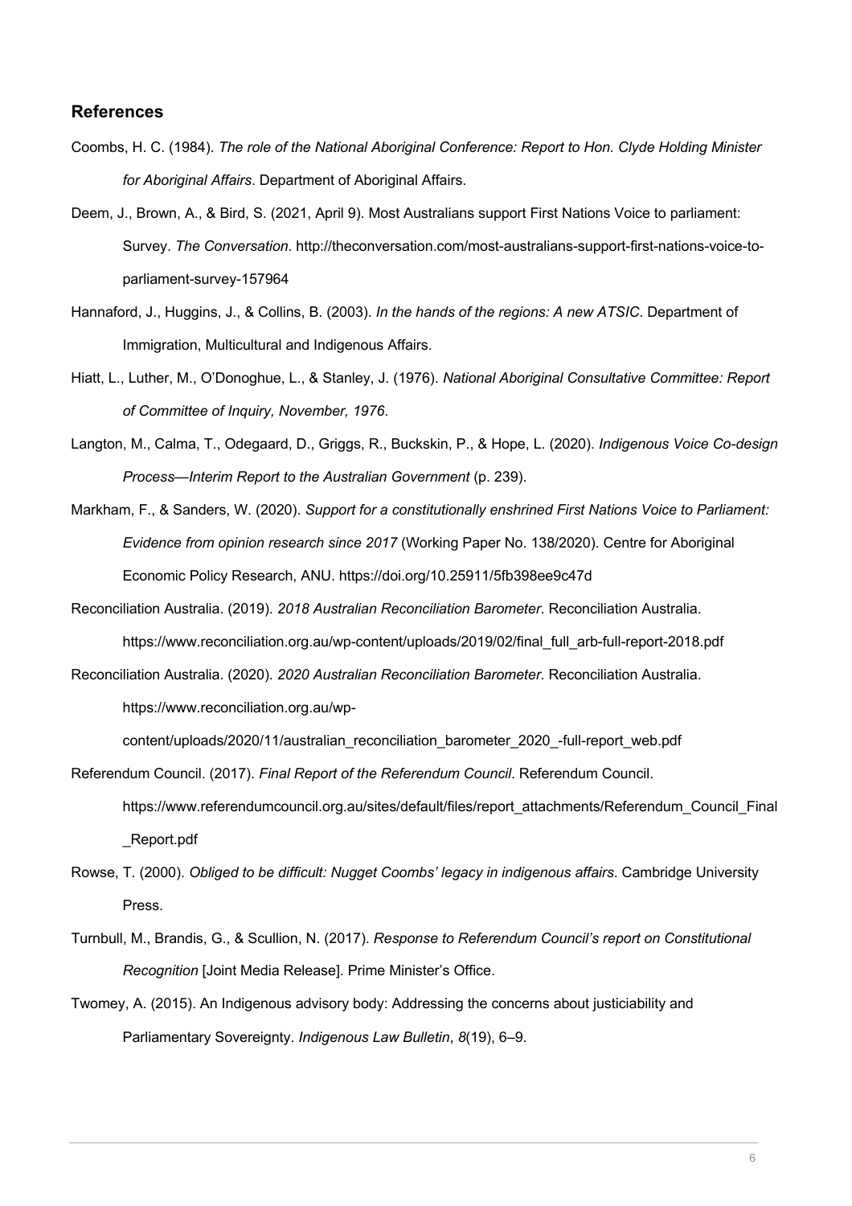## References

Coombs, H. C. (1984). *The role of the National Aboriginal Conference: Report to Hon. Clyde Holding Minister for Aboriginal Affairs*. Department of Aboriginal Affairs.

Deem, J., Brown, A., & Bird, S. (2021, April 9). Most Australians support First Nations Voice to parliament: Survey. *The Conversation*. http://theconversation.com/most-australians-support-first-nations-voice-to-parliament-survey-157964

Hannaford, J., Huggins, J., & Collins, B. (2003). *In the hands of the regions: A new ATSIC*. Department of Immigration, Multicultural and Indigenous Affairs.

Hiatt, L., Luther, M., O'Donoghue, L., & Stanley, J. (1976). *National Aboriginal Consultative Committee: Report of Committee of Inquiry, November, 1976*.

Langton, M., Calma, T., Odegaard, D., Griggs, R., Buckskin, P., & Hope, L. (2020). *Indigenous Voice Co-design Process—Interim Report to the Australian Government* (p. 239).

Markham, F., & Sanders, W. (2020). *Support for a constitutionally enshrined First Nations Voice to Parliament: Evidence from opinion research since 2017* (Working Paper No. 138/2020). Centre for Aboriginal Economic Policy Research, ANU. https://doi.org/10.25911/5fb398ee9c47d

Reconciliation Australia. (2019). *2018 Australian Reconciliation Barometer*. Reconciliation Australia. https://www.reconciliation.org.au/wp-content/uploads/2019/02/final_full_arb-full-report-2018.pdf

Reconciliation Australia. (2020). *2020 Australian Reconciliation Barometer*. Reconciliation Australia. https://www.reconciliation.org.au/wp-content/uploads/2020/11/australian_reconciliation_barometer_2020_-full-report_web.pdf

Referendum Council. (2017). *Final Report of the Referendum Council*. Referendum Council. https://www.referendumcouncil.org.au/sites/default/files/report_attachments/Referendum_Council_Final_Report.pdf

Rowse, T. (2000). *Obliged to be difficult: Nugget Coombs' legacy in indigenous affairs*. Cambridge University Press.

Turnbull, M., Brandis, G., & Scullion, N. (2017). *Response to Referendum Council's report on Constitutional Recognition* [Joint Media Release]. Prime Minister's Office.

Twomey, A. (2015). An Indigenous advisory body: Addressing the concerns about justiciability and Parliamentary Sovereignty. *Indigenous Law Bulletin*, *8*(19), 6–9.